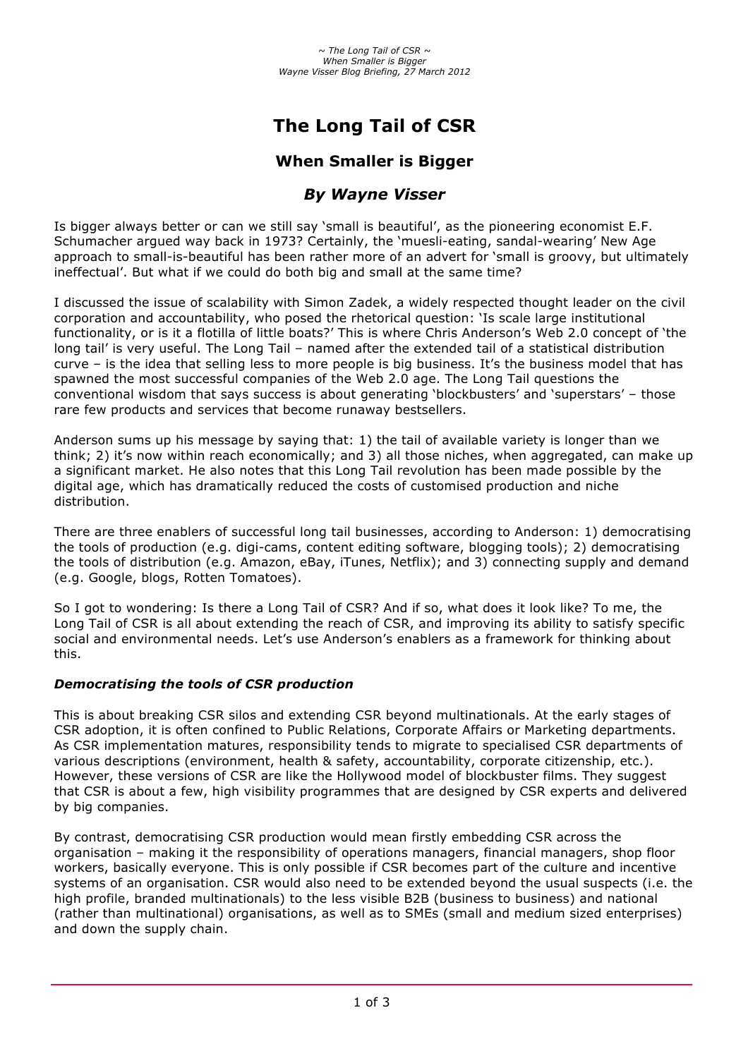# The Long Tail of CSR

## When Smaller is Bigger

### *By Wayne Visser*

Is bigger always better or can we still say 'small is beautiful', as the pioneering economist E.F. Schumacher argued way back in 1973? Certainly, the 'muesli-eating, sandal-wearing' New Age approach to small-is-beautiful has been rather more of an advert for 'small is groovy, but ultimately ineffectual'. But what if we could do both big and small at the same time?

I discussed the issue of scalability with Simon Zadek, a widely respected thought leader on the civil corporation and accountability, who posed the rhetorical question: 'Is scale large institutional functionality, or is it a flotilla of little boats?' This is where Chris Anderson's Web 2.0 concept of 'the long tail' is very useful. The Long Tail – named after the extended tail of a statistical distribution curve – is the idea that selling less to more people is big business. It's the business model that has spawned the most successful companies of the Web 2.0 age. The Long Tail questions the conventional wisdom that says success is about generating 'blockbusters' and 'superstars' – those rare few products and services that become runaway bestsellers.

Anderson sums up his message by saying that: 1) the tail of available variety is longer than we think; 2) it's now within reach economically; and 3) all those niches, when aggregated, can make up a significant market. He also notes that this Long Tail revolution has been made possible by the digital age, which has dramatically reduced the costs of customised production and niche distribution.

There are three enablers of successful long tail businesses, according to Anderson: 1) democratising the tools of production (e.g. digi-cams, content editing software, blogging tools); 2) democratising the tools of distribution (e.g. Amazon, eBay, iTunes, Netflix); and 3) connecting supply and demand (e.g. Google, blogs, Rotten Tomatoes).

So I got to wondering: Is there a Long Tail of CSR? And if so, what does it look like? To me, the Long Tail of CSR is all about extending the reach of CSR, and improving its ability to satisfy specific social and environmental needs. Let's use Anderson's enablers as a framework for thinking about this.

#### ***Democratising the tools of CSR production***

This is about breaking CSR silos and extending CSR beyond multinationals. At the early stages of CSR adoption, it is often confined to Public Relations, Corporate Affairs or Marketing departments. As CSR implementation matures, responsibility tends to migrate to specialised CSR departments of various descriptions (environment, health & safety, accountability, corporate citizenship, etc.). However, these versions of CSR are like the Hollywood model of blockbuster films. They suggest that CSR is about a few, high visibility programmes that are designed by CSR experts and delivered by big companies.

By contrast, democratising CSR production would mean firstly embedding CSR across the organisation – making it the responsibility of operations managers, financial managers, shop floor workers, basically everyone. This is only possible if CSR becomes part of the culture and incentive systems of an organisation. CSR would also need to be extended beyond the usual suspects (i.e. the high profile, branded multinationals) to the less visible B2B (business to business) and national (rather than multinational) organisations, as well as to SMEs (small and medium sized enterprises) and down the supply chain.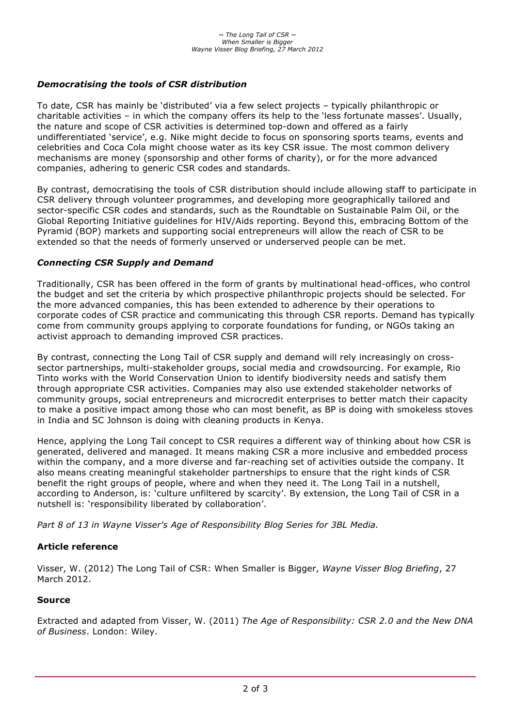### *Democratising the tools of CSR distribution*

To date, CSR has mainly be 'distributed' via a few select projects – typically philanthropic or charitable activities – in which the company offers its help to the 'less fortunate masses'. Usually, the nature and scope of CSR activities is determined top-down and offered as a fairly undifferentiated 'service', e.g. Nike might decide to focus on sponsoring sports teams, events and celebrities and Coca Cola might choose water as its key CSR issue. The most common delivery mechanisms are money (sponsorship and other forms of charity), or for the more advanced companies, adhering to generic CSR codes and standards.

By contrast, democratising the tools of CSR distribution should include allowing staff to participate in CSR delivery through volunteer programmes, and developing more geographically tailored and sector-specific CSR codes and standards, such as the Roundtable on Sustainable Palm Oil, or the Global Reporting Initiative guidelines for HIV/Aids reporting. Beyond this, embracing Bottom of the Pyramid (BOP) markets and supporting social entrepreneurs will allow the reach of CSR to be extended so that the needs of formerly unserved or underserved people can be met.

### *Connecting CSR Supply and Demand*

Traditionally, CSR has been offered in the form of grants by multinational head-offices, who control the budget and set the criteria by which prospective philanthropic projects should be selected. For the more advanced companies, this has been extended to adherence by their operations to corporate codes of CSR practice and communicating this through CSR reports. Demand has typically come from community groups applying to corporate foundations for funding, or NGOs taking an activist approach to demanding improved CSR practices.

By contrast, connecting the Long Tail of CSR supply and demand will rely increasingly on cross-sector partnerships, multi-stakeholder groups, social media and crowdsourcing. For example, Rio Tinto works with the World Conservation Union to identify biodiversity needs and satisfy them through appropriate CSR activities. Companies may also use extended stakeholder networks of community groups, social entrepreneurs and microcredit enterprises to better match their capacity to make a positive impact among those who can most benefit, as BP is doing with smokeless stoves in India and SC Johnson is doing with cleaning products in Kenya.

Hence, applying the Long Tail concept to CSR requires a different way of thinking about how CSR is generated, delivered and managed. It means making CSR a more inclusive and embedded process within the company, and a more diverse and far-reaching set of activities outside the company. It also means creating meaningful stakeholder partnerships to ensure that the right kinds of CSR benefit the right groups of people, where and when they need it. The Long Tail in a nutshell, according to Anderson, is: 'culture unfiltered by scarcity'. By extension, the Long Tail of CSR in a nutshell is: 'responsibility liberated by collaboration'.

*Part 8 of 13 in Wayne Visser's Age of Responsibility Blog Series for 3BL Media.*

### Article reference

Visser, W. (2012) The Long Tail of CSR: When Smaller is Bigger, *Wayne Visser Blog Briefing*, 27 March 2012.

### Source

Extracted and adapted from Visser, W. (2011) *The Age of Responsibility: CSR 2.0 and the New DNA of Business*. London: Wiley.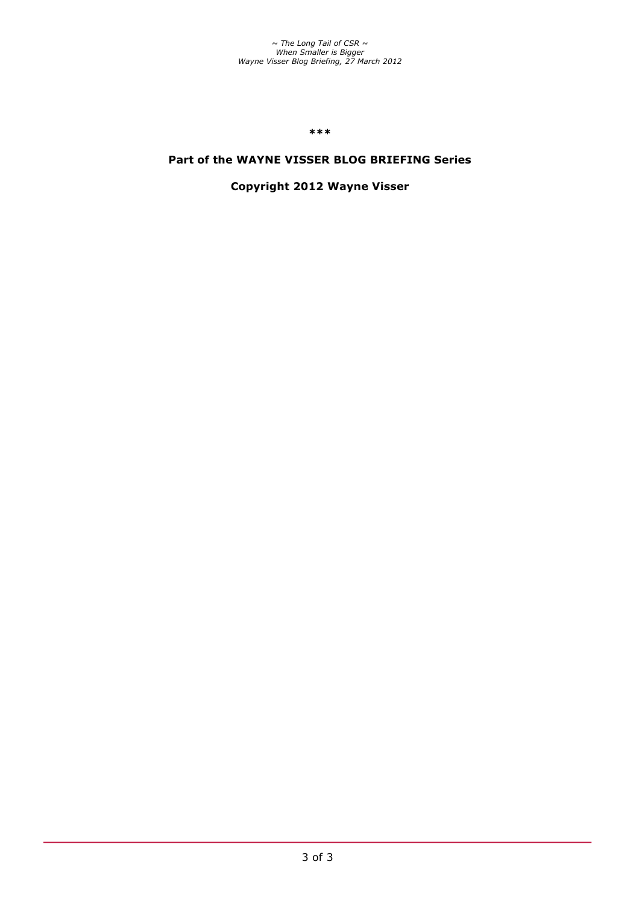\*\*\*

**Part of the WAYNE VISSER BLOG BRIEFING Series**

**Copyright 2012 Wayne Visser**